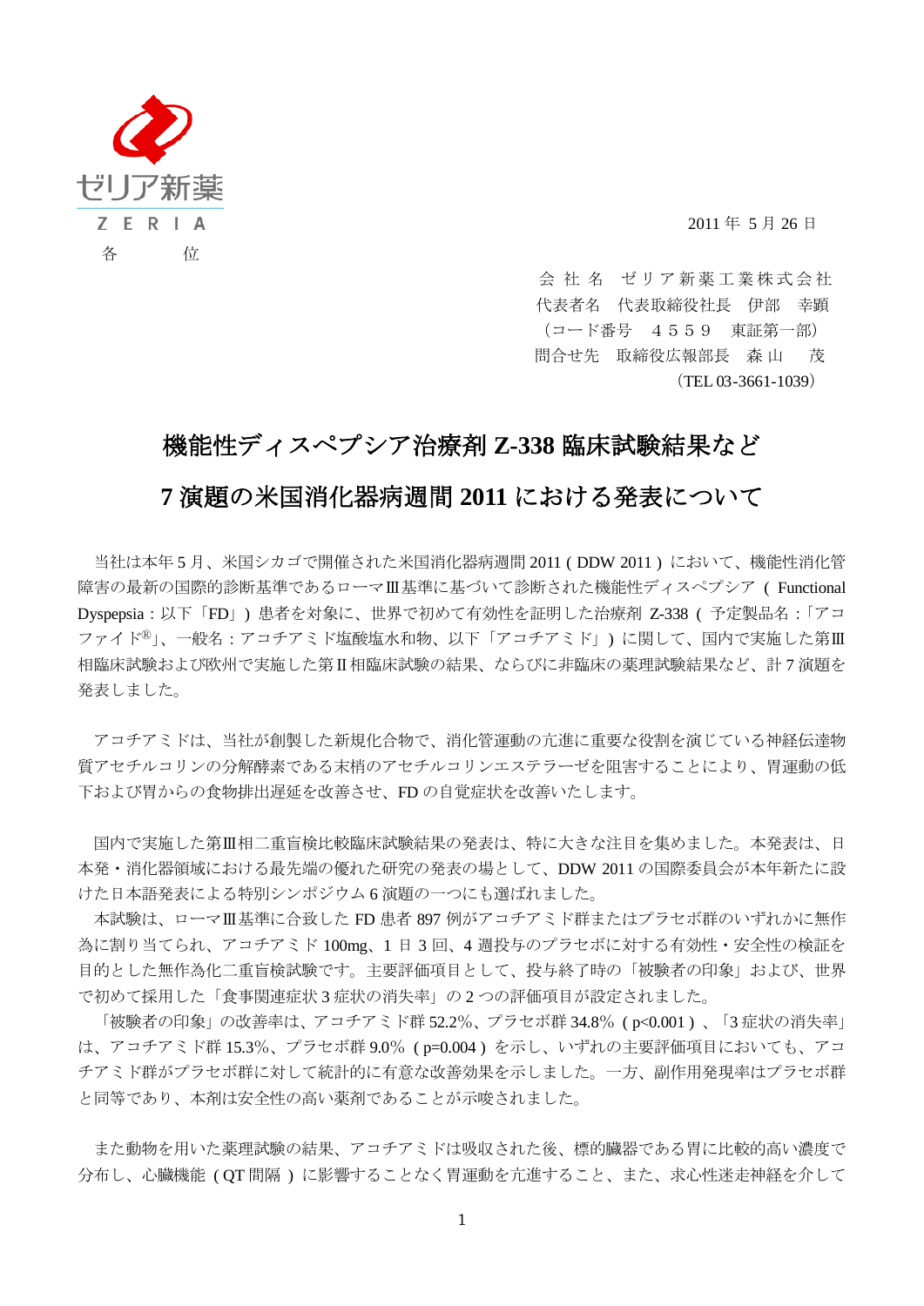ゼリア新薬
ZERIA

各　　位

2011 年 5 月 26 日

会 社 名　ゼリア新薬工業株式会社
代表者名　代表取締役社長　伊部　幸顕
（コード番号　４５５９　東証第一部）
問合せ先　取締役広報部長　森山　茂
（TEL 03-3661-1039）

# 機能性ディスペプシア治療剤 Z-338 臨床試験結果など 7 演題の米国消化器病週間 2011 における発表について

当社は本年 5 月、米国シカゴで開催された米国消化器病週間 2011（DDW 2011）において、機能性消化管障害の最新の国際的診断基準であるローマⅢ基準に基づいて診断された機能性ディスペプシア（Functional Dyspepsia：以下「FD」）患者を対象に、世界で初めて有効性を証明した治療剤 Z-338（予定製品名：「アコファイド®」、一般名：アコチアミド塩酸塩水和物、以下「アコチアミド」）に関して、国内で実施した第Ⅲ相臨床試験および欧州で実施した第Ⅱ相臨床試験の結果、ならびに非臨床の薬理試験結果など、計 7 演題を発表しました。

アコチアミドは、当社が創製した新規化合物で、消化管運動の亢進に重要な役割を演じている神経伝達物質アセチルコリンの分解酵素である末梢のアセチルコリンエステラーゼを阻害することにより、胃運動の低下および胃からの食物排出遅延を改善させ、FD の自覚症状を改善いたします。

国内で実施した第Ⅲ相二重盲検比較臨床試験結果の発表は、特に大きな注目を集めました。本発表は、日本発・消化器領域における最先端の優れた研究の発表の場として、DDW 2011 の国際委員会が本年新たに設けた日本語発表による特別シンポジウム 6 演題の一つにも選ばれました。

本試験は、ローマⅢ基準に合致した FD 患者 897 例がアコチアミド群またはプラセボ群のいずれかに無作為に割り当てられ、アコチアミド 100mg、1 日 3 回、4 週投与のプラセボに対する有効性・安全性の検証を目的とした無作為化二重盲検試験です。主要評価項目として、投与終了時の「被験者の印象」および、世界で初めて採用した「食事関連症状 3 症状の消失率」の 2 つの評価項目が設定されました。

「被験者の印象」の改善率は、アコチアミド群 52.2%、プラセボ群 34.8%（$p<0.001$）、「3 症状の消失率」は、アコチアミド群 15.3%、プラセボ群 9.0%（$p=0.004$）を示し、いずれの主要評価項目においても、アコチアミド群がプラセボ群に対して統計的に有意な改善効果を示しました。一方、副作用発現率はプラセボ群と同等であり、本剤は安全性の高い薬剤であることが示唆されました。

また動物を用いた薬理試験の結果、アコチアミドは吸収された後、標的臓器である胃に比較的高い濃度で分布し、心臓機能（QT 間隔）に影響することなく胃運動を亢進すること、また、求心性迷走神経を介して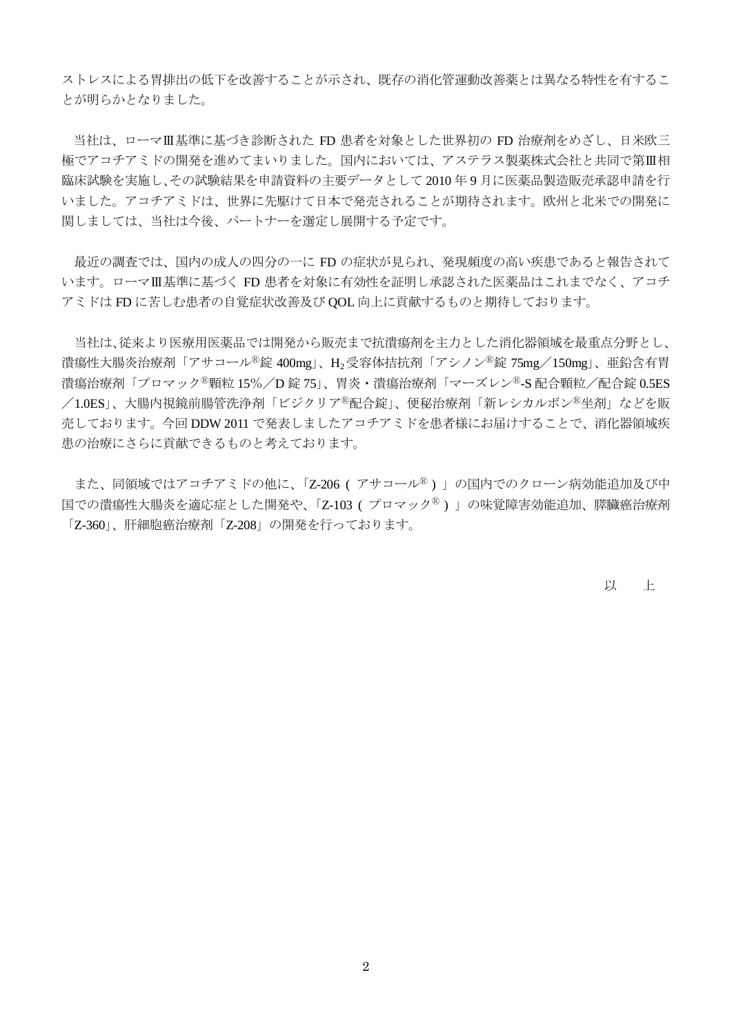ストレスによる胃排出の低下を改善することが示され、既存の消化管運動改善薬とは異なる特性を有することが明らかとなりました。

当社は、ローマⅢ基準に基づき診断された FD 患者を対象とした世界初の FD 治療剤をめざし、日米欧三極でアコチアミドの開発を進めてまいりました。国内においては、アステラス製薬株式会社と共同で第Ⅲ相臨床試験を実施し、その試験結果を申請資料の主要データとして 2010 年 9 月に医薬品製造販売承認申請を行いました。アコチアミドは、世界に先駆けて日本で発売されることが期待されます。欧州と北米での開発に関しましては、当社は今後、パートナーを選定し展開する予定です。

最近の調査では、国内の成人の四分の一に FD の症状が見られ、発現頻度の高い疾患であると報告されています。ローマⅢ基準に基づく FD 患者を対象に有効性を証明し承認された医薬品はこれまでなく、アコチアミドは FD に苦しむ患者の自覚症状改善及び QOL 向上に貢献するものと期待しております。

当社は、従来より医療用医薬品では開発から販売まで抗潰瘍剤を主力とした消化器領域を最重点分野とし、潰瘍性大腸炎治療剤「アサコール®錠 400mg」、$H_2$受容体拮抗剤「アシノン®錠 75mg／150mg」、亜鉛含有胃潰瘍治療剤「プロマック®顆粒 15%／D 錠 75」、胃炎・潰瘍治療剤「マーズレン®-S 配合顆粒／配合錠 0.5ES／1.0ES」、大腸内視鏡前腸管洗浄剤「ビジクリア®配合錠」、便秘治療剤「新レシカルボン®坐剤」などを販売しております。今回 DDW 2011 で発表しましたアコチアミドを患者様にお届けすることで、消化器領域疾患の治療にさらに貢献できるものと考えております。

また、同領域ではアコチアミドの他に、「Z-206（アサコール®）」の国内でのクローン病効能追加及び中国での潰瘍性大腸炎を適応症とした開発や、「Z-103（プロマック®）」の味覚障害効能追加、膵臓癌治療剤「Z-360」、肝細胞癌治療剤「Z-208」の開発を行っております。

以　上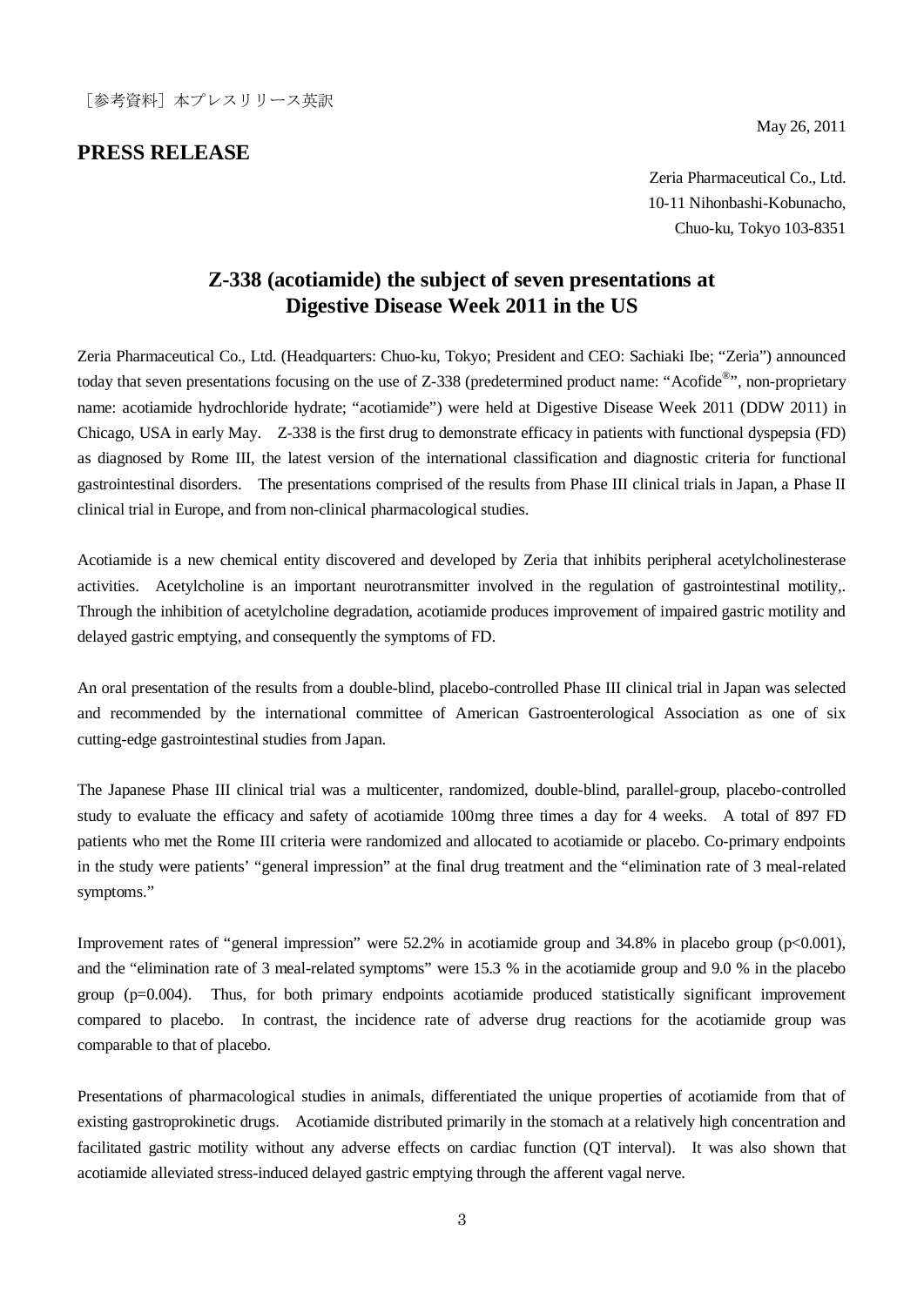［参考資料］本プレスリリース英訳

May 26, 2011

**PRESS RELEASE**

Zeria Pharmaceutical Co., Ltd.
10-11 Nihonbashi-Kobunacho,
Chuo-ku, Tokyo 103-8351

## Z-338 (acotiamide) the subject of seven presentations at Digestive Disease Week 2011 in the US

Zeria Pharmaceutical Co., Ltd. (Headquarters: Chuo-ku, Tokyo; President and CEO: Sachiaki Ibe; "Zeria") announced today that seven presentations focusing on the use of Z-338 (predetermined product name: "Acofide®", non-proprietary name: acotiamide hydrochloride hydrate; "acotiamide") were held at Digestive Disease Week 2011 (DDW 2011) in Chicago, USA in early May. Z-338 is the first drug to demonstrate efficacy in patients with functional dyspepsia (FD) as diagnosed by Rome III, the latest version of the international classification and diagnostic criteria for functional gastrointestinal disorders. The presentations comprised of the results from Phase III clinical trials in Japan, a Phase II clinical trial in Europe, and from non-clinical pharmacological studies.

Acotiamide is a new chemical entity discovered and developed by Zeria that inhibits peripheral acetylcholinesterase activities. Acetylcholine is an important neurotransmitter involved in the regulation of gastrointestinal motility,. Through the inhibition of acetylcholine degradation, acotiamide produces improvement of impaired gastric motility and delayed gastric emptying, and consequently the symptoms of FD.

An oral presentation of the results from a double-blind, placebo-controlled Phase III clinical trial in Japan was selected and recommended by the international committee of American Gastroenterological Association as one of six cutting-edge gastrointestinal studies from Japan.

The Japanese Phase III clinical trial was a multicenter, randomized, double-blind, parallel-group, placebo-controlled study to evaluate the efficacy and safety of acotiamide 100mg three times a day for 4 weeks. A total of 897 FD patients who met the Rome III criteria were randomized and allocated to acotiamide or placebo. Co-primary endpoints in the study were patients' "general impression" at the final drug treatment and the "elimination rate of 3 meal-related symptoms."

Improvement rates of "general impression" were 52.2% in acotiamide group and 34.8% in placebo group ($p<0.001$), and the "elimination rate of 3 meal-related symptoms" were 15.3 % in the acotiamide group and 9.0 % in the placebo group ($p=0.004$). Thus, for both primary endpoints acotiamide produced statistically significant improvement compared to placebo. In contrast, the incidence rate of adverse drug reactions for the acotiamide group was comparable to that of placebo.

Presentations of pharmacological studies in animals, differentiated the unique properties of acotiamide from that of existing gastroprokinetic drugs. Acotiamide distributed primarily in the stomach at a relatively high concentration and facilitated gastric motility without any adverse effects on cardiac function (QT interval). It was also shown that acotiamide alleviated stress-induced delayed gastric emptying through the afferent vagal nerve.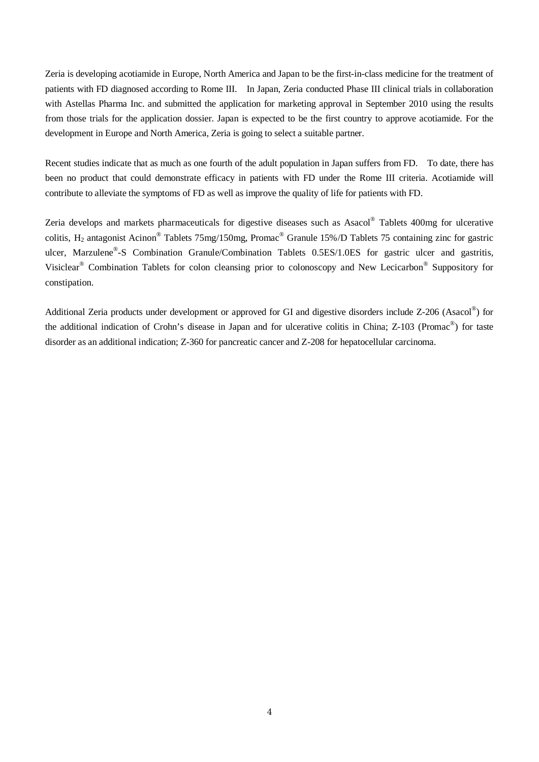Zeria is developing acotiamide in Europe, North America and Japan to be the first-in-class medicine for the treatment of patients with FD diagnosed according to Rome III. In Japan, Zeria conducted Phase III clinical trials in collaboration with Astellas Pharma Inc. and submitted the application for marketing approval in September 2010 using the results from those trials for the application dossier. Japan is expected to be the first country to approve acotiamide. For the development in Europe and North America, Zeria is going to select a suitable partner.

Recent studies indicate that as much as one fourth of the adult population in Japan suffers from FD. To date, there has been no product that could demonstrate efficacy in patients with FD under the Rome III criteria. Acotiamide will contribute to alleviate the symptoms of FD as well as improve the quality of life for patients with FD.

Zeria develops and markets pharmaceuticals for digestive diseases such as Asacol® Tablets 400mg for ulcerative colitis, $H_2$ antagonist Acinon® Tablets 75mg/150mg, Promac® Granule 15%/D Tablets 75 containing zinc for gastric ulcer, Marzulene®-S Combination Granule/Combination Tablets 0.5ES/1.0ES for gastric ulcer and gastritis, Visiclear® Combination Tablets for colon cleansing prior to colonoscopy and New Lecicarbon® Suppository for constipation.

Additional Zeria products under development or approved for GI and digestive disorders include Z-206 (Asacol®) for the additional indication of Crohn's disease in Japan and for ulcerative colitis in China; Z-103 (Promac®) for taste disorder as an additional indication; Z-360 for pancreatic cancer and Z-208 for hepatocellular carcinoma.